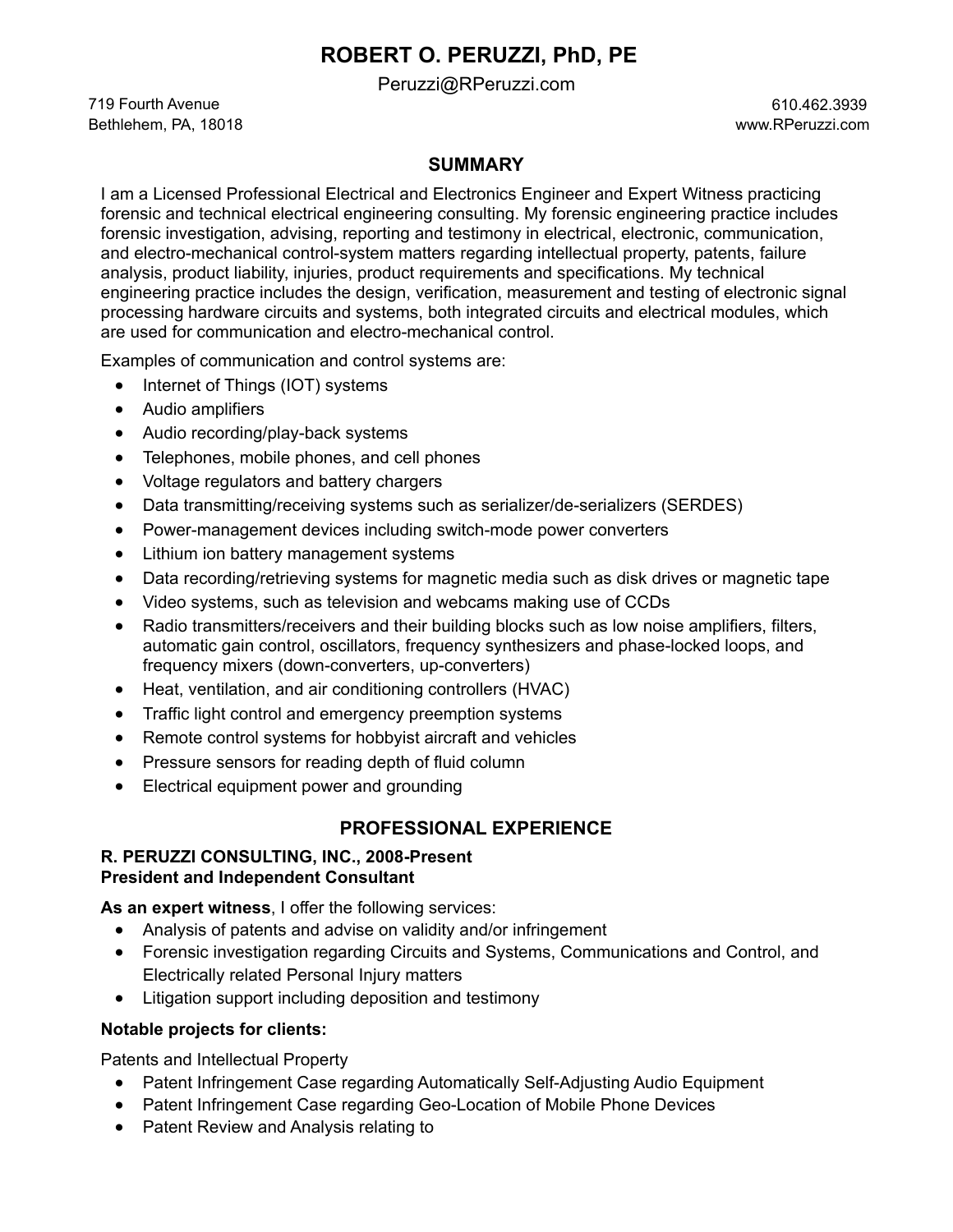# ROBERT O. PERUZZI, PhD, PE

Peruzzi@RPeruzzi.com

719 Fourth Avenue
Bethlehem, PA, 18018

610.462.3939
www.RPeruzzi.com

## SUMMARY

I am a Licensed Professional Electrical and Electronics Engineer and Expert Witness practicing forensic and technical electrical engineering consulting. My forensic engineering practice includes forensic investigation, advising, reporting and testimony in electrical, electronic, communication, and electro-mechanical control-system matters regarding intellectual property, patents, failure analysis, product liability, injuries, product requirements and specifications. My technical engineering practice includes the design, verification, measurement and testing of electronic signal processing hardware circuits and systems, both integrated circuits and electrical modules, which are used for communication and electro-mechanical control.

Examples of communication and control systems are:

- Internet of Things (IOT) systems
- Audio amplifiers
- Audio recording/play-back systems
- Telephones, mobile phones, and cell phones
- Voltage regulators and battery chargers
- Data transmitting/receiving systems such as serializer/de-serializers (SERDES)
- Power-management devices including switch-mode power converters
- Lithium ion battery management systems
- Data recording/retrieving systems for magnetic media such as disk drives or magnetic tape
- Video systems, such as television and webcams making use of CCDs
- Radio transmitters/receivers and their building blocks such as low noise amplifiers, filters, automatic gain control, oscillators, frequency synthesizers and phase-locked loops, and frequency mixers (down-converters, up-converters)
- Heat, ventilation, and air conditioning controllers (HVAC)
- Traffic light control and emergency preemption systems
- Remote control systems for hobbyist aircraft and vehicles
- Pressure sensors for reading depth of fluid column
- Electrical equipment power and grounding

## PROFESSIONAL EXPERIENCE

**R. PERUZZI CONSULTING, INC., 2008-Present**
**President and Independent Consultant**

**As an expert witness**, I offer the following services:

- Analysis of patents and advise on validity and/or infringement
- Forensic investigation regarding Circuits and Systems, Communications and Control, and Electrically related Personal Injury matters
- Litigation support including deposition and testimony

**Notable projects for clients:**

Patents and Intellectual Property

- Patent Infringement Case regarding Automatically Self-Adjusting Audio Equipment
- Patent Infringement Case regarding Geo-Location of Mobile Phone Devices
- Patent Review and Analysis relating to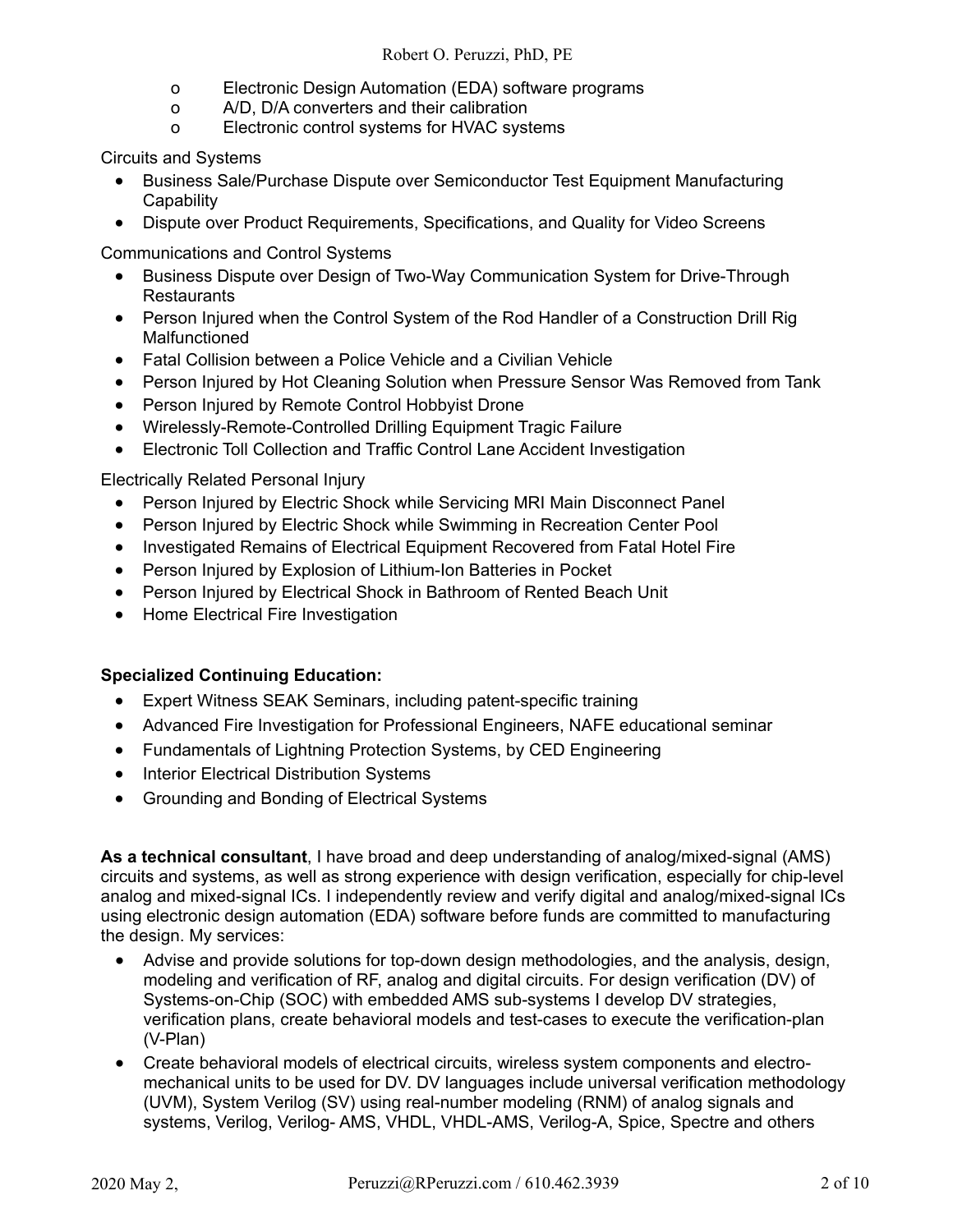- Electronic Design Automation (EDA) software programs
  - A/D, D/A converters and their calibration
  - Electronic control systems for HVAC systems

Circuits and Systems

- Business Sale/Purchase Dispute over Semiconductor Test Equipment Manufacturing Capability
- Dispute over Product Requirements, Specifications, and Quality for Video Screens

Communications and Control Systems

- Business Dispute over Design of Two-Way Communication System for Drive-Through Restaurants
- Person Injured when the Control System of the Rod Handler of a Construction Drill Rig Malfunctioned
- Fatal Collision between a Police Vehicle and a Civilian Vehicle
- Person Injured by Hot Cleaning Solution when Pressure Sensor Was Removed from Tank
- Person Injured by Remote Control Hobbyist Drone
- Wirelessly-Remote-Controlled Drilling Equipment Tragic Failure
- Electronic Toll Collection and Traffic Control Lane Accident Investigation

Electrically Related Personal Injury

- Person Injured by Electric Shock while Servicing MRI Main Disconnect Panel
- Person Injured by Electric Shock while Swimming in Recreation Center Pool
- Investigated Remains of Electrical Equipment Recovered from Fatal Hotel Fire
- Person Injured by Explosion of Lithium-Ion Batteries in Pocket
- Person Injured by Electrical Shock in Bathroom of Rented Beach Unit
- Home Electrical Fire Investigation

**Specialized Continuing Education:**

- Expert Witness SEAK Seminars, including patent-specific training
- Advanced Fire Investigation for Professional Engineers, NAFE educational seminar
- Fundamentals of Lightning Protection Systems, by CED Engineering
- Interior Electrical Distribution Systems
- Grounding and Bonding of Electrical Systems

**As a technical consultant**, I have broad and deep understanding of analog/mixed-signal (AMS) circuits and systems, as well as strong experience with design verification, especially for chip-level analog and mixed-signal ICs. I independently review and verify digital and analog/mixed-signal ICs using electronic design automation (EDA) software before funds are committed to manufacturing the design. My services:

- Advise and provide solutions for top-down design methodologies, and the analysis, design, modeling and verification of RF, analog and digital circuits. For design verification (DV) of Systems-on-Chip (SOC) with embedded AMS sub-systems I develop DV strategies, verification plans, create behavioral models and test-cases to execute the verification-plan (V-Plan)
- Create behavioral models of electrical circuits, wireless system components and electro-mechanical units to be used for DV. DV languages include universal verification methodology (UVM), System Verilog (SV) using real-number modeling (RNM) of analog signals and systems, Verilog, Verilog- AMS, VHDL, VHDL-AMS, Verilog-A, Spice, Spectre and others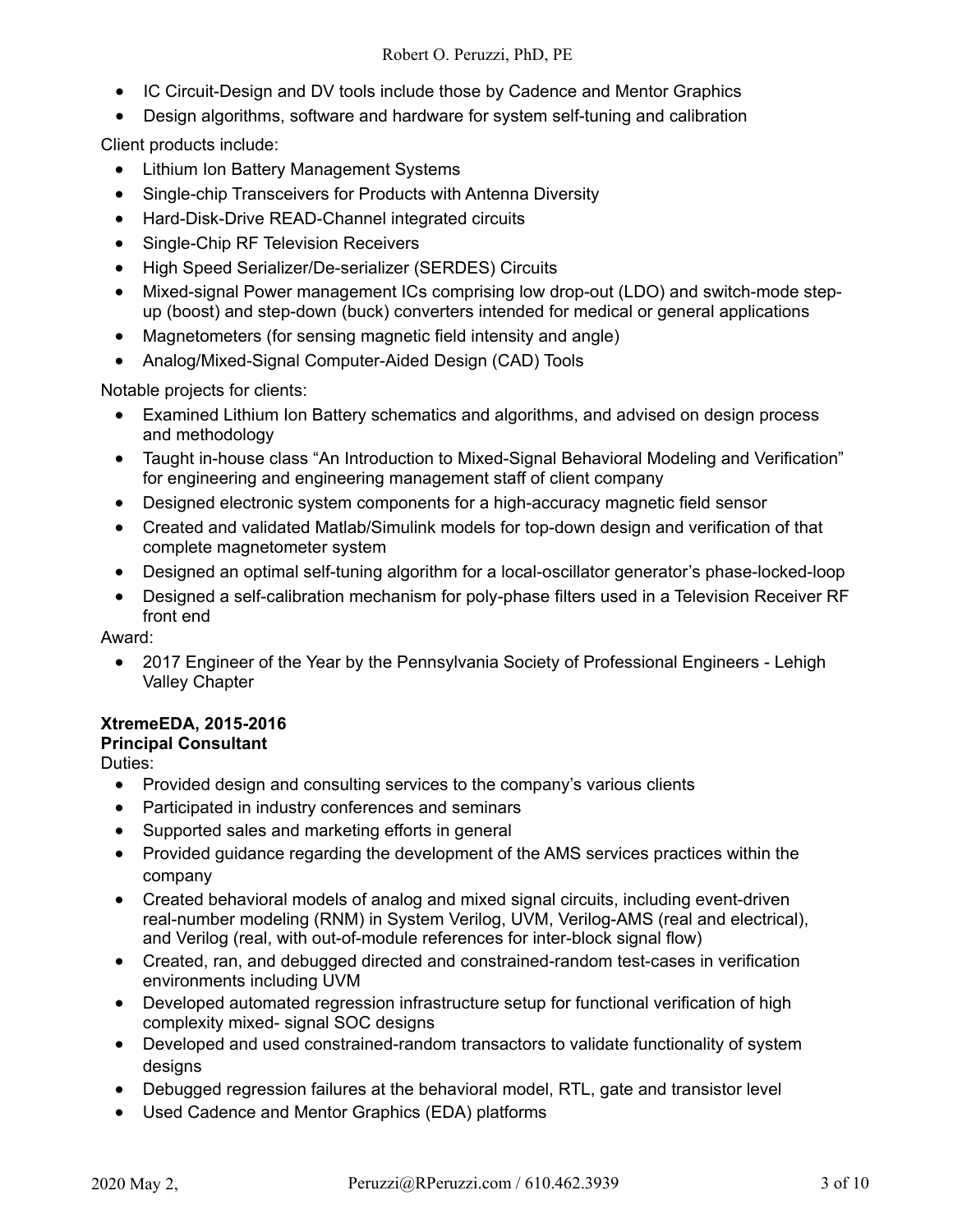- IC Circuit-Design and DV tools include those by Cadence and Mentor Graphics
- Design algorithms, software and hardware for system self-tuning and calibration

Client products include:

- Lithium Ion Battery Management Systems
- Single-chip Transceivers for Products with Antenna Diversity
- Hard-Disk-Drive READ-Channel integrated circuits
- Single-Chip RF Television Receivers
- High Speed Serializer/De-serializer (SERDES) Circuits
- Mixed-signal Power management ICs comprising low drop-out (LDO) and switch-mode step-up (boost) and step-down (buck) converters intended for medical or general applications
- Magnetometers (for sensing magnetic field intensity and angle)
- Analog/Mixed-Signal Computer-Aided Design (CAD) Tools

Notable projects for clients:

- Examined Lithium Ion Battery schematics and algorithms, and advised on design process and methodology
- Taught in-house class "An Introduction to Mixed-Signal Behavioral Modeling and Verification" for engineering and engineering management staff of client company
- Designed electronic system components for a high-accuracy magnetic field sensor
- Created and validated Matlab/Simulink models for top-down design and verification of that complete magnetometer system
- Designed an optimal self-tuning algorithm for a local-oscillator generator's phase-locked-loop
- Designed a self-calibration mechanism for poly-phase filters used in a Television Receiver RF front end

Award:

- 2017 Engineer of the Year by the Pennsylvania Society of Professional Engineers - Lehigh Valley Chapter

**XtremeEDA, 2015-2016**
**Principal Consultant**

Duties:

- Provided design and consulting services to the company's various clients
- Participated in industry conferences and seminars
- Supported sales and marketing efforts in general
- Provided guidance regarding the development of the AMS services practices within the company
- Created behavioral models of analog and mixed signal circuits, including event-driven real-number modeling (RNM) in System Verilog, UVM, Verilog-AMS (real and electrical), and Verilog (real, with out-of-module references for inter-block signal flow)
- Created, ran, and debugged directed and constrained-random test-cases in verification environments including UVM
- Developed automated regression infrastructure setup for functional verification of high complexity mixed- signal SOC designs
- Developed and used constrained-random transactors to validate functionality of system designs
- Debugged regression failures at the behavioral model, RTL, gate and transistor level
- Used Cadence and Mentor Graphics (EDA) platforms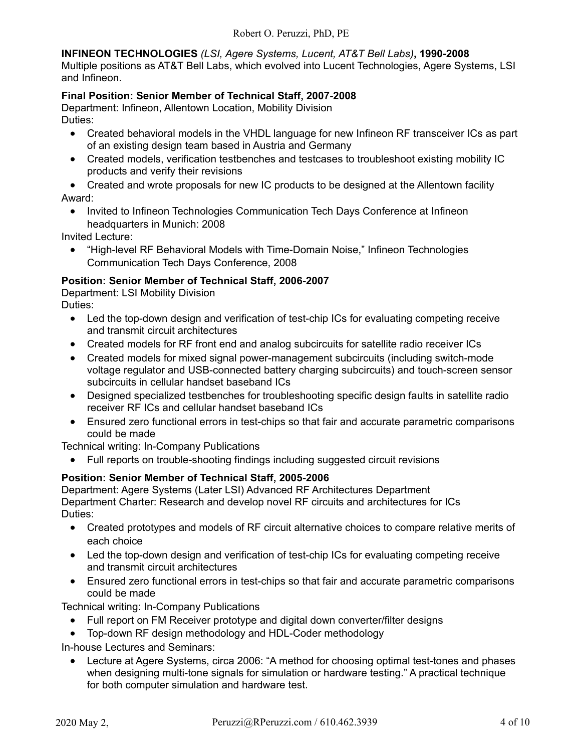**INFINEON TECHNOLOGIES** *(LSI, Agere Systems, Lucent, AT&T Bell Labs)***, 1990-2008**
Multiple positions as AT&T Bell Labs, which evolved into Lucent Technologies, Agere Systems, LSI and Infineon.

**Final Position: Senior Member of Technical Staff, 2007-2008**
Department: Infineon, Allentown Location, Mobility Division
Duties:

- Created behavioral models in the VHDL language for new Infineon RF transceiver ICs as part of an existing design team based in Austria and Germany
- Created models, verification testbenches and testcases to troubleshoot existing mobility IC products and verify their revisions
- Created and wrote proposals for new IC products to be designed at the Allentown facility

Award:

- Invited to Infineon Technologies Communication Tech Days Conference at Infineon headquarters in Munich: 2008

Invited Lecture:

- "High-level RF Behavioral Models with Time-Domain Noise," Infineon Technologies Communication Tech Days Conference, 2008

**Position: Senior Member of Technical Staff, 2006-2007**
Department: LSI Mobility Division
Duties:

- Led the top-down design and verification of test-chip ICs for evaluating competing receive and transmit circuit architectures
- Created models for RF front end and analog subcircuits for satellite radio receiver ICs
- Created models for mixed signal power-management subcircuits (including switch-mode voltage regulator and USB-connected battery charging subcircuits) and touch-screen sensor subcircuits in cellular handset baseband ICs
- Designed specialized testbenches for troubleshooting specific design faults in satellite radio receiver RF ICs and cellular handset baseband ICs
- Ensured zero functional errors in test-chips so that fair and accurate parametric comparisons could be made

Technical writing: In-Company Publications

- Full reports on trouble-shooting findings including suggested circuit revisions

**Position: Senior Member of Technical Staff, 2005-2006**
Department: Agere Systems (Later LSI) Advanced RF Architectures Department
Department Charter: Research and develop novel RF circuits and architectures for ICs
Duties:

- Created prototypes and models of RF circuit alternative choices to compare relative merits of each choice
- Led the top-down design and verification of test-chip ICs for evaluating competing receive and transmit circuit architectures
- Ensured zero functional errors in test-chips so that fair and accurate parametric comparisons could be made

Technical writing: In-Company Publications

- Full report on FM Receiver prototype and digital down converter/filter designs
- Top-down RF design methodology and HDL-Coder methodology

In-house Lectures and Seminars:

- Lecture at Agere Systems, circa 2006: "A method for choosing optimal test-tones and phases when designing multi-tone signals for simulation or hardware testing." A practical technique for both computer simulation and hardware test.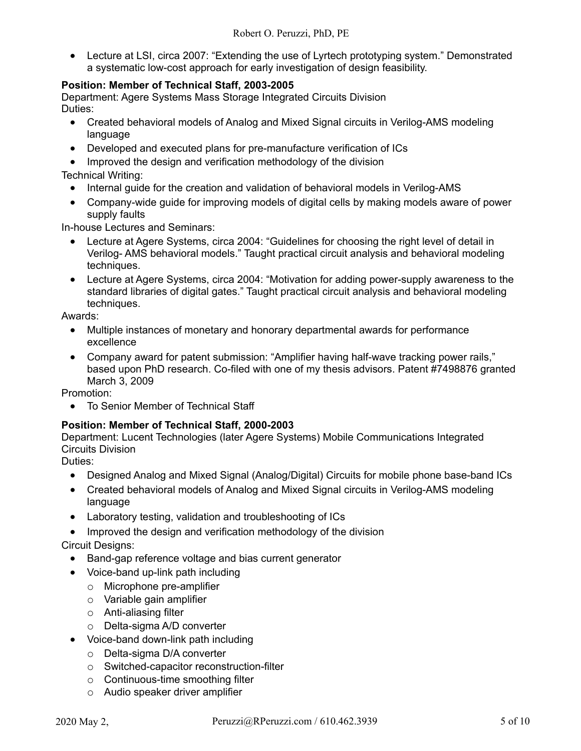- Lecture at LSI, circa 2007: “Extending the use of Lyrtech prototyping system.” Demonstrated a systematic low-cost approach for early investigation of design feasibility.

**Position: Member of Technical Staff, 2003-2005**

Department: Agere Systems Mass Storage Integrated Circuits Division

Duties:

- Created behavioral models of Analog and Mixed Signal circuits in Verilog-AMS modeling language
- Developed and executed plans for pre-manufacture verification of ICs
- Improved the design and verification methodology of the division

Technical Writing:

- Internal guide for the creation and validation of behavioral models in Verilog-AMS
- Company-wide guide for improving models of digital cells by making models aware of power supply faults

In-house Lectures and Seminars:

- Lecture at Agere Systems, circa 2004: “Guidelines for choosing the right level of detail in Verilog- AMS behavioral models.” Taught practical circuit analysis and behavioral modeling techniques.
- Lecture at Agere Systems, circa 2004: “Motivation for adding power-supply awareness to the standard libraries of digital gates.” Taught practical circuit analysis and behavioral modeling techniques.

Awards:

- Multiple instances of monetary and honorary departmental awards for performance excellence
- Company award for patent submission: “Amplifier having half-wave tracking power rails,” based upon PhD research. Co-filed with one of my thesis advisors. Patent #7498876 granted March 3, 2009

Promotion:

- To Senior Member of Technical Staff

**Position: Member of Technical Staff, 2000-2003**

Department: Lucent Technologies (later Agere Systems) Mobile Communications Integrated Circuits Division

Duties:

- Designed Analog and Mixed Signal (Analog/Digital) Circuits for mobile phone base-band ICs
- Created behavioral models of Analog and Mixed Signal circuits in Verilog-AMS modeling language
- Laboratory testing, validation and troubleshooting of ICs
- Improved the design and verification methodology of the division

Circuit Designs:

- Band-gap reference voltage and bias current generator
- Voice-band up-link path including
  - Microphone pre-amplifier
  - Variable gain amplifier
  - Anti-aliasing filter
  - Delta-sigma A/D converter
- Voice-band down-link path including
  - Delta-sigma D/A converter
  - Switched-capacitor reconstruction-filter
  - Continuous-time smoothing filter
  - Audio speaker driver amplifier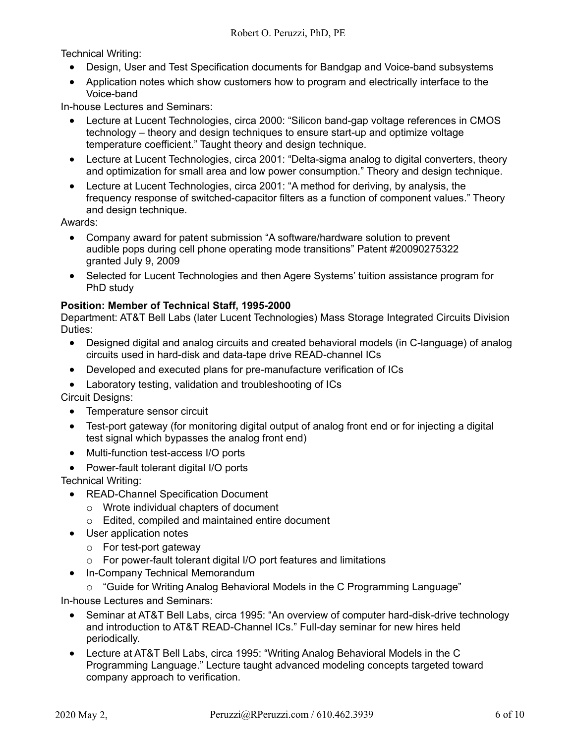Technical Writing:

- Design, User and Test Specification documents for Bandgap and Voice-band subsystems
- Application notes which show customers how to program and electrically interface to the Voice-band

In-house Lectures and Seminars:

- Lecture at Lucent Technologies, circa 2000: "Silicon band-gap voltage references in CMOS technology – theory and design techniques to ensure start-up and optimize voltage temperature coefficient." Taught theory and design technique.
- Lecture at Lucent Technologies, circa 2001: "Delta-sigma analog to digital converters, theory and optimization for small area and low power consumption." Theory and design technique.
- Lecture at Lucent Technologies, circa 2001: "A method for deriving, by analysis, the frequency response of switched-capacitor filters as a function of component values." Theory and design technique.

Awards:

- Company award for patent submission "A software/hardware solution to prevent audible pops during cell phone operating mode transitions" Patent #20090275322 granted July 9, 2009
- Selected for Lucent Technologies and then Agere Systems' tuition assistance program for PhD study

**Position: Member of Technical Staff, 1995-2000**

Department: AT&T Bell Labs (later Lucent Technologies) Mass Storage Integrated Circuits Division

Duties:

- Designed digital and analog circuits and created behavioral models (in C-language) of analog circuits used in hard-disk and data-tape drive READ-channel ICs
- Developed and executed plans for pre-manufacture verification of ICs
- Laboratory testing, validation and troubleshooting of ICs

Circuit Designs:

- Temperature sensor circuit
- Test-port gateway (for monitoring digital output of analog front end or for injecting a digital test signal which bypasses the analog front end)
- Multi-function test-access I/O ports
- Power-fault tolerant digital I/O ports

Technical Writing:

- READ-Channel Specification Document
  - Wrote individual chapters of document
  - Edited, compiled and maintained entire document
- User application notes
  - For test-port gateway
  - For power-fault tolerant digital I/O port features and limitations
- In-Company Technical Memorandum
  - "Guide for Writing Analog Behavioral Models in the C Programming Language"

In-house Lectures and Seminars:

- Seminar at AT&T Bell Labs, circa 1995: "An overview of computer hard-disk-drive technology and introduction to AT&T READ-Channel ICs." Full-day seminar for new hires held periodically.
- Lecture at AT&T Bell Labs, circa 1995: "Writing Analog Behavioral Models in the C Programming Language." Lecture taught advanced modeling concepts targeted toward company approach to verification.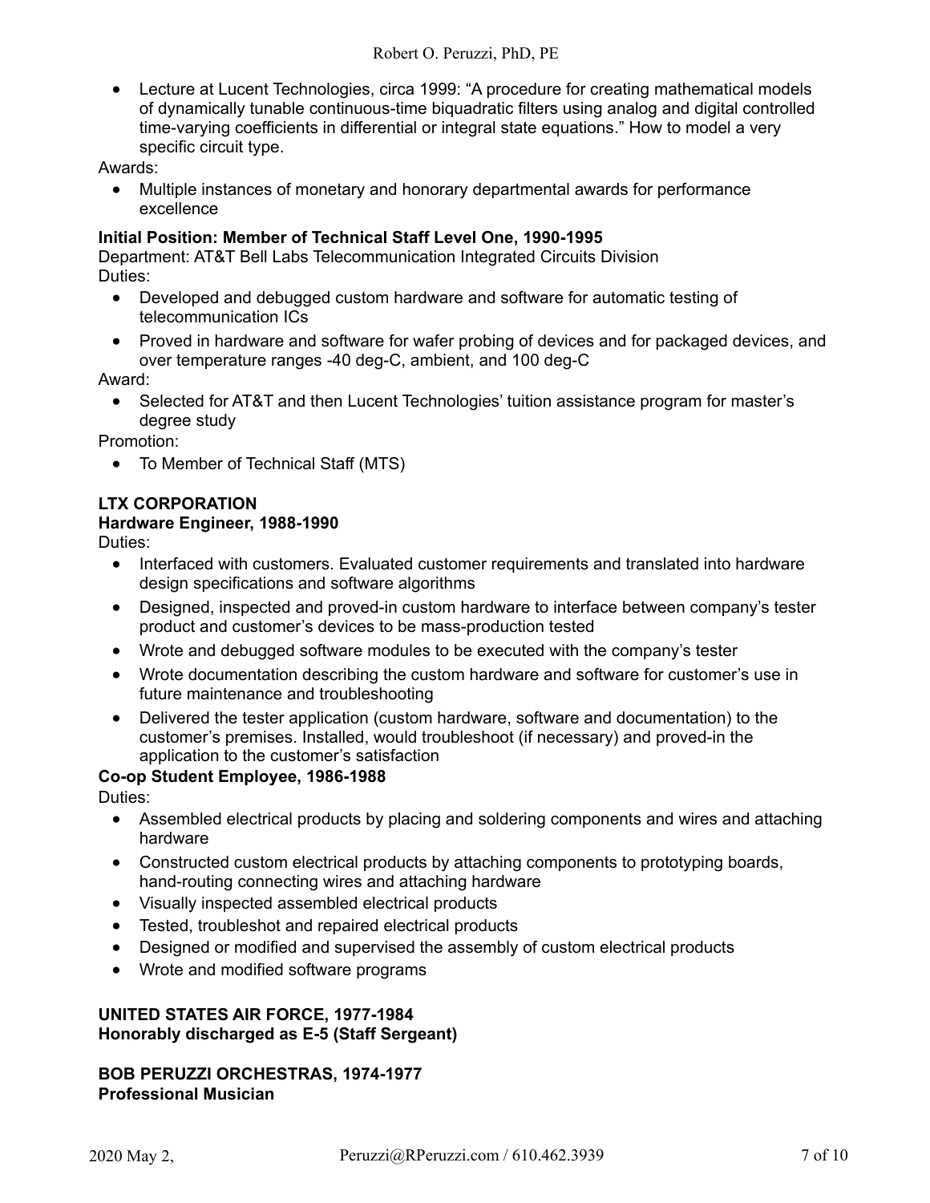- Lecture at Lucent Technologies, circa 1999: “A procedure for creating mathematical models of dynamically tunable continuous-time biquadratic filters using analog and digital controlled time-varying coefficients in differential or integral state equations.” How to model a very specific circuit type.

Awards:

- Multiple instances of monetary and honorary departmental awards for performance excellence

**Initial Position: Member of Technical Staff Level One, 1990-1995**
Department: AT&T Bell Labs Telecommunication Integrated Circuits Division
Duties:

- Developed and debugged custom hardware and software for automatic testing of telecommunication ICs
- Proved in hardware and software for wafer probing of devices and for packaged devices, and over temperature ranges -40 deg-C, ambient, and 100 deg-C

Award:

- Selected for AT&T and then Lucent Technologies’ tuition assistance program for master’s degree study

Promotion:

- To Member of Technical Staff (MTS)

**LTX CORPORATION**
**Hardware Engineer, 1988-1990**
Duties:

- Interfaced with customers. Evaluated customer requirements and translated into hardware design specifications and software algorithms
- Designed, inspected and proved-in custom hardware to interface between company’s tester product and customer’s devices to be mass-production tested
- Wrote and debugged software modules to be executed with the company’s tester
- Wrote documentation describing the custom hardware and software for customer’s use in future maintenance and troubleshooting
- Delivered the tester application (custom hardware, software and documentation) to the customer’s premises. Installed, would troubleshoot (if necessary) and proved-in the application to the customer’s satisfaction

**Co-op Student Employee, 1986-1988**
Duties:

- Assembled electrical products by placing and soldering components and wires and attaching hardware
- Constructed custom electrical products by attaching components to prototyping boards, hand-routing connecting wires and attaching hardware
- Visually inspected assembled electrical products
- Tested, troubleshot and repaired electrical products
- Designed or modified and supervised the assembly of custom electrical products
- Wrote and modified software programs

**UNITED STATES AIR FORCE, 1977-1984**
**Honorably discharged as E-5 (Staff Sergeant)**

**BOB PERUZZI ORCHESTRAS, 1974-1977**
**Professional Musician**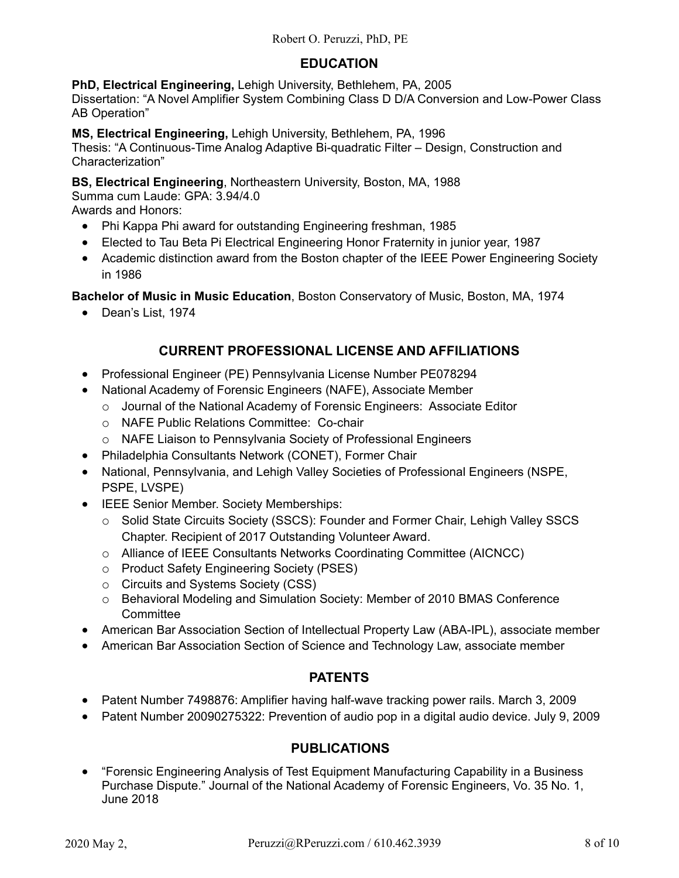## EDUCATION

**PhD, Electrical Engineering,** Lehigh University, Bethlehem, PA, 2005
Dissertation: "A Novel Amplifier System Combining Class D D/A Conversion and Low-Power Class AB Operation"

**MS, Electrical Engineering,** Lehigh University, Bethlehem, PA, 1996
Thesis: "A Continuous-Time Analog Adaptive Bi-quadratic Filter – Design, Construction and Characterization"

**BS, Electrical Engineering**, Northeastern University, Boston, MA, 1988
Summa cum Laude: GPA: 3.94/4.0
Awards and Honors:

- Phi Kappa Phi award for outstanding Engineering freshman, 1985
- Elected to Tau Beta Pi Electrical Engineering Honor Fraternity in junior year, 1987
- Academic distinction award from the Boston chapter of the IEEE Power Engineering Society in 1986

**Bachelor of Music in Music Education**, Boston Conservatory of Music, Boston, MA, 1974

- Dean's List, 1974

## CURRENT PROFESSIONAL LICENSE AND AFFILIATIONS

- Professional Engineer (PE) Pennsylvania License Number PE078294
- National Academy of Forensic Engineers (NAFE), Associate Member
  - Journal of the National Academy of Forensic Engineers: Associate Editor
  - NAFE Public Relations Committee: Co-chair
  - NAFE Liaison to Pennsylvania Society of Professional Engineers
- Philadelphia Consultants Network (CONET), Former Chair
- National, Pennsylvania, and Lehigh Valley Societies of Professional Engineers (NSPE, PSPE, LVSPE)
- IEEE Senior Member. Society Memberships:
  - Solid State Circuits Society (SSCS): Founder and Former Chair, Lehigh Valley SSCS Chapter. Recipient of 2017 Outstanding Volunteer Award.
  - Alliance of IEEE Consultants Networks Coordinating Committee (AICNCC)
  - Product Safety Engineering Society (PSES)
  - Circuits and Systems Society (CSS)
  - Behavioral Modeling and Simulation Society: Member of 2010 BMAS Conference Committee
- American Bar Association Section of Intellectual Property Law (ABA-IPL), associate member
- American Bar Association Section of Science and Technology Law, associate member

## PATENTS

- Patent Number 7498876: Amplifier having half-wave tracking power rails. March 3, 2009
- Patent Number 20090275322: Prevention of audio pop in a digital audio device. July 9, 2009

## PUBLICATIONS

- "Forensic Engineering Analysis of Test Equipment Manufacturing Capability in a Business Purchase Dispute." Journal of the National Academy of Forensic Engineers, Vo. 35 No. 1, June 2018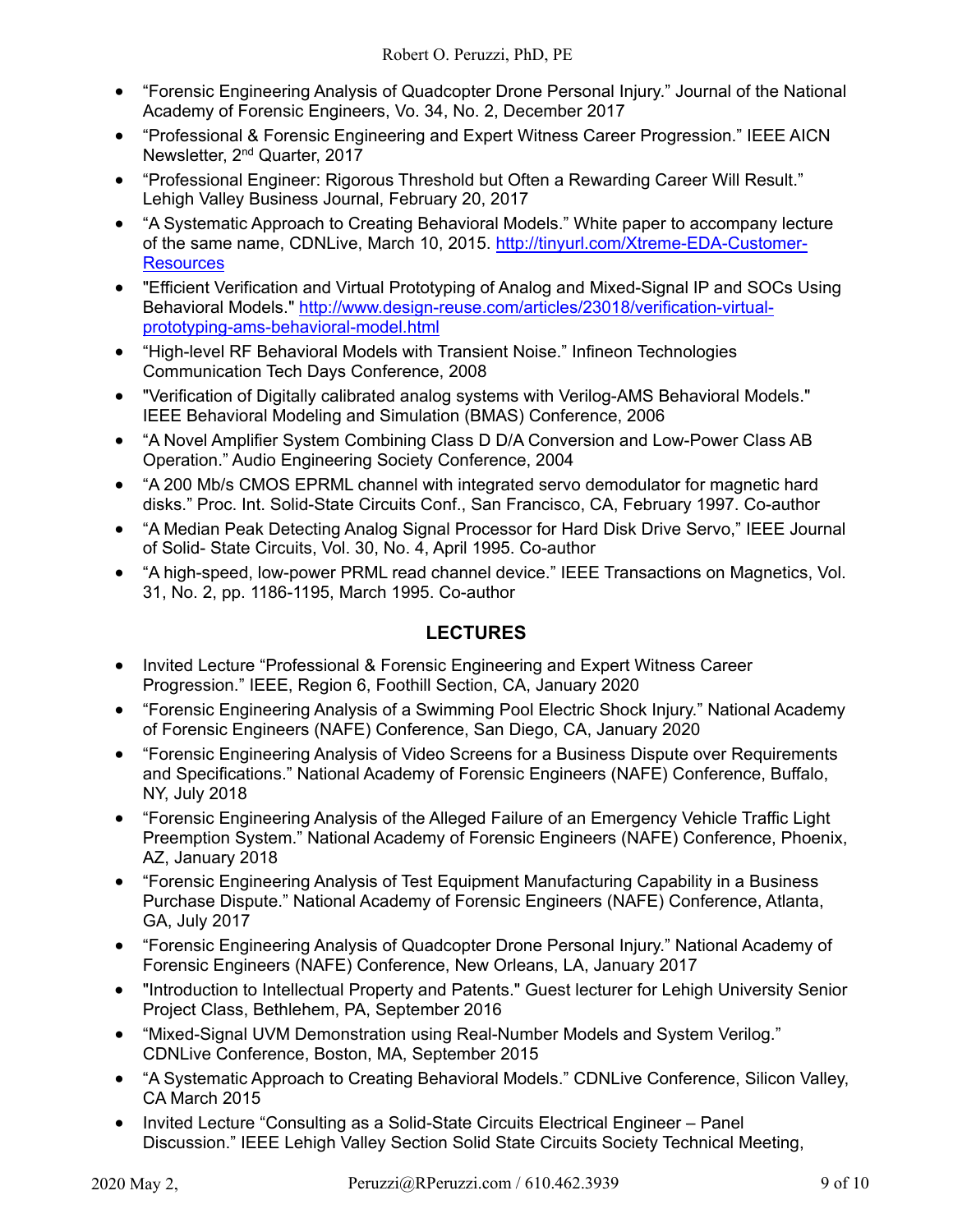- "Forensic Engineering Analysis of Quadcopter Drone Personal Injury." Journal of the National Academy of Forensic Engineers, Vo. 34, No. 2, December 2017
- "Professional & Forensic Engineering and Expert Witness Career Progression." IEEE AICN Newsletter, 2nd Quarter, 2017
- "Professional Engineer: Rigorous Threshold but Often a Rewarding Career Will Result." Lehigh Valley Business Journal, February 20, 2017
- "A Systematic Approach to Creating Behavioral Models." White paper to accompany lecture of the same name, CDNLive, March 10, 2015. http://tinyurl.com/Xtreme-EDA-Customer-Resources
- "Efficient Verification and Virtual Prototyping of Analog and Mixed-Signal IP and SOCs Using Behavioral Models." http://www.design-reuse.com/articles/23018/verification-virtual-prototyping-ams-behavioral-model.html
- "High-level RF Behavioral Models with Transient Noise." Infineon Technologies Communication Tech Days Conference, 2008
- "Verification of Digitally calibrated analog systems with Verilog-AMS Behavioral Models." IEEE Behavioral Modeling and Simulation (BMAS) Conference, 2006
- "A Novel Amplifier System Combining Class D D/A Conversion and Low-Power Class AB Operation." Audio Engineering Society Conference, 2004
- "A 200 Mb/s CMOS EPRML channel with integrated servo demodulator for magnetic hard disks." Proc. Int. Solid-State Circuits Conf., San Francisco, CA, February 1997. Co-author
- "A Median Peak Detecting Analog Signal Processor for Hard Disk Drive Servo," IEEE Journal of Solid- State Circuits, Vol. 30, No. 4, April 1995. Co-author
- "A high-speed, low-power PRML read channel device." IEEE Transactions on Magnetics, Vol. 31, No. 2, pp. 1186-1195, March 1995. Co-author

## LECTURES

- Invited Lecture "Professional & Forensic Engineering and Expert Witness Career Progression." IEEE, Region 6, Foothill Section, CA, January 2020
- "Forensic Engineering Analysis of a Swimming Pool Electric Shock Injury." National Academy of Forensic Engineers (NAFE) Conference, San Diego, CA, January 2020
- "Forensic Engineering Analysis of Video Screens for a Business Dispute over Requirements and Specifications." National Academy of Forensic Engineers (NAFE) Conference, Buffalo, NY, July 2018
- "Forensic Engineering Analysis of the Alleged Failure of an Emergency Vehicle Traffic Light Preemption System." National Academy of Forensic Engineers (NAFE) Conference, Phoenix, AZ, January 2018
- "Forensic Engineering Analysis of Test Equipment Manufacturing Capability in a Business Purchase Dispute." National Academy of Forensic Engineers (NAFE) Conference, Atlanta, GA, July 2017
- "Forensic Engineering Analysis of Quadcopter Drone Personal Injury." National Academy of Forensic Engineers (NAFE) Conference, New Orleans, LA, January 2017
- "Introduction to Intellectual Property and Patents." Guest lecturer for Lehigh University Senior Project Class, Bethlehem, PA, September 2016
- "Mixed-Signal UVM Demonstration using Real-Number Models and System Verilog." CDNLive Conference, Boston, MA, September 2015
- "A Systematic Approach to Creating Behavioral Models." CDNLive Conference, Silicon Valley, CA March 2015
- Invited Lecture "Consulting as a Solid-State Circuits Electrical Engineer – Panel Discussion." IEEE Lehigh Valley Section Solid State Circuits Society Technical Meeting,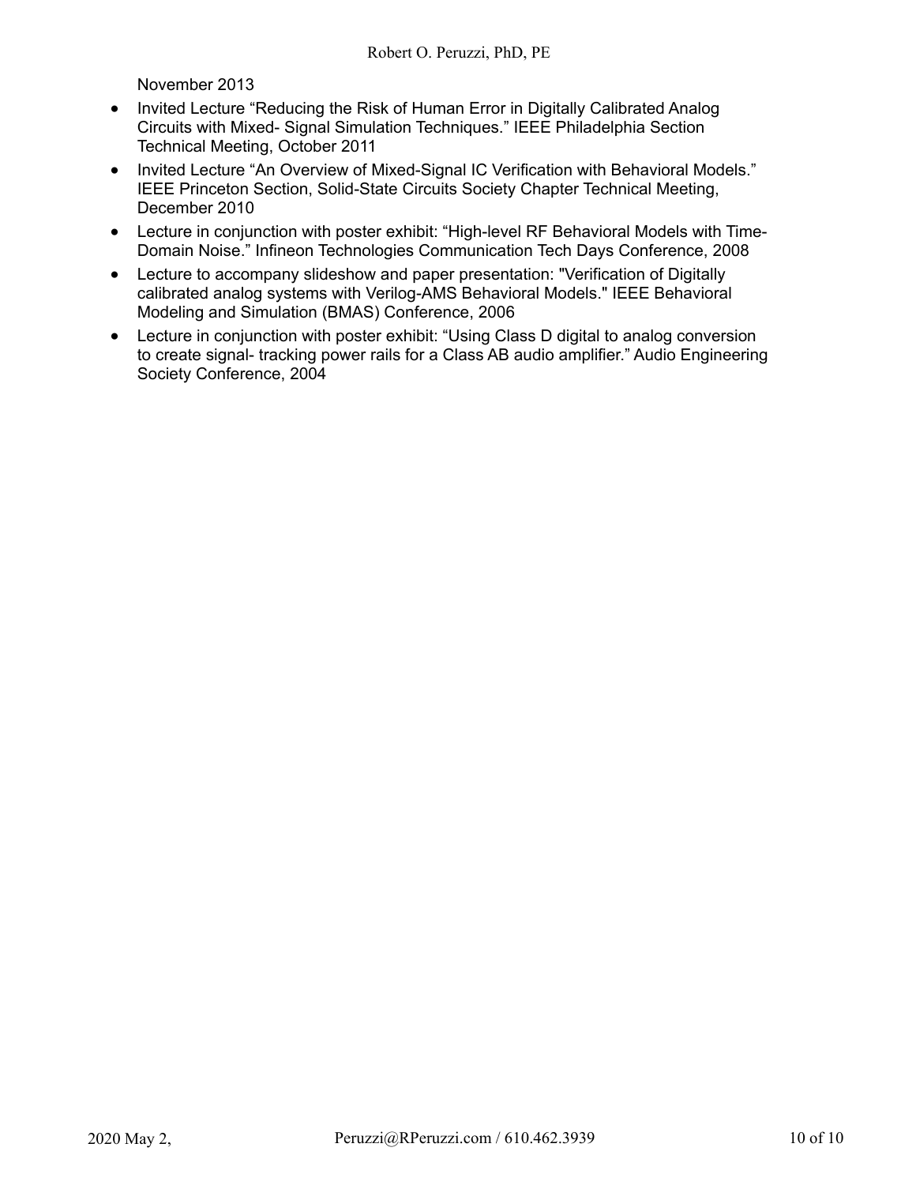November 2013

- Invited Lecture "Reducing the Risk of Human Error in Digitally Calibrated Analog Circuits with Mixed- Signal Simulation Techniques." IEEE Philadelphia Section Technical Meeting, October 2011
- Invited Lecture "An Overview of Mixed-Signal IC Verification with Behavioral Models." IEEE Princeton Section, Solid-State Circuits Society Chapter Technical Meeting, December 2010
- Lecture in conjunction with poster exhibit: "High-level RF Behavioral Models with Time-Domain Noise." Infineon Technologies Communication Tech Days Conference, 2008
- Lecture to accompany slideshow and paper presentation: "Verification of Digitally calibrated analog systems with Verilog-AMS Behavioral Models." IEEE Behavioral Modeling and Simulation (BMAS) Conference, 2006
- Lecture in conjunction with poster exhibit: "Using Class D digital to analog conversion to create signal- tracking power rails for a Class AB audio amplifier." Audio Engineering Society Conference, 2004